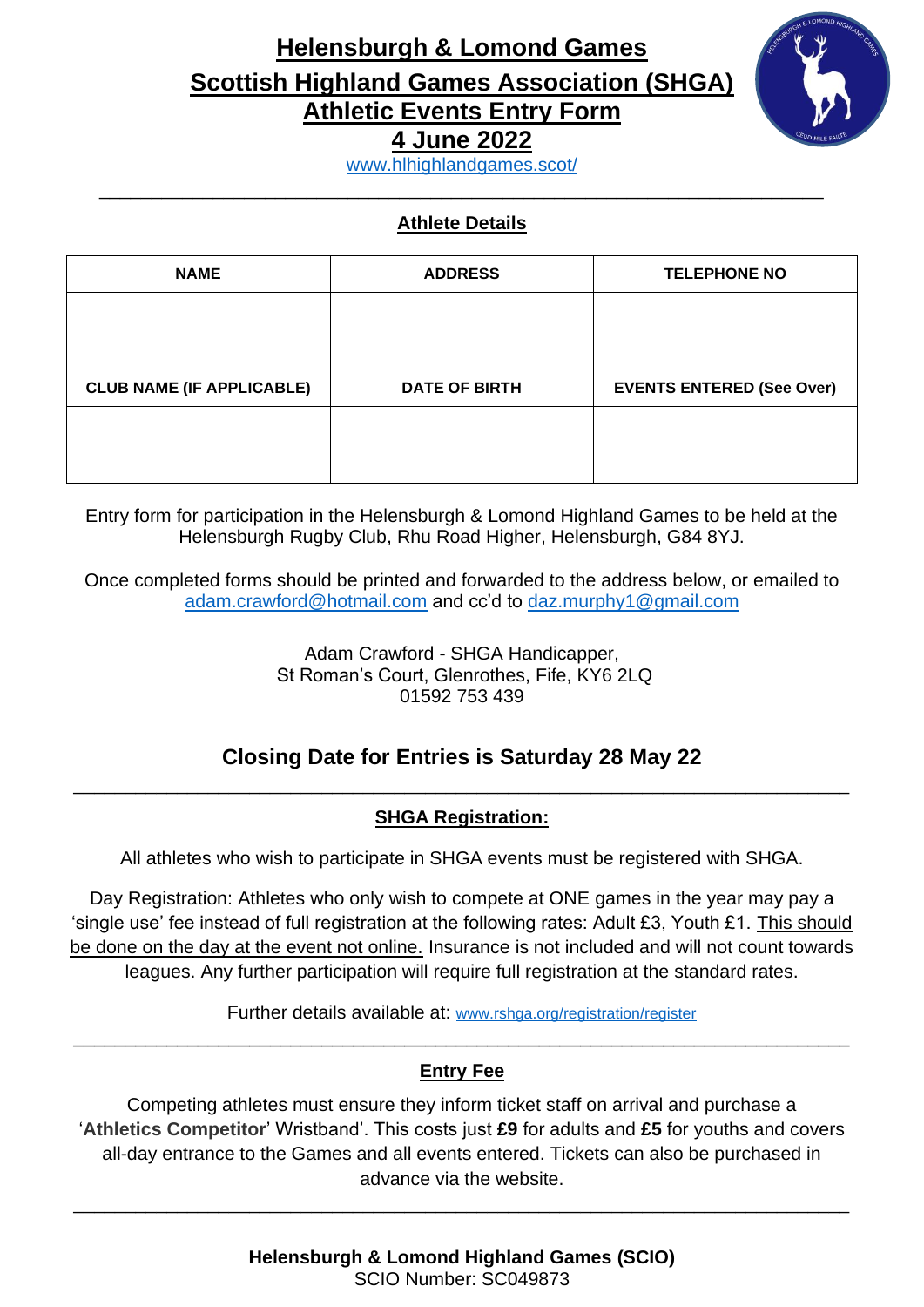# Helensburgh & Lomond Games
# Scottish Highland Games Association (SHGA)
# Athletic Events Entry Form
# 4 June 2022

www.hlhighlandgames.scot/

---

## Athlete Details

| NAME | ADDRESS | TELEPHONE NO |
|---|---|---|
| | | |
| **CLUB NAME (IF APPLICABLE)** | **DATE OF BIRTH** | **EVENTS ENTERED (See Over)** |
| | | |

Entry form for participation in the Helensburgh & Lomond Highland Games to be held at the Helensburgh Rugby Club, Rhu Road Higher, Helensburgh, G84 8YJ.

Once completed forms should be printed and forwarded to the address below, or emailed to adam.crawford@hotmail.com and cc'd to daz.murphy1@gmail.com

Adam Crawford - SHGA Handicapper,
St Roman's Court, Glenrothes, Fife, KY6 2LQ
01592 753 439

## Closing Date for Entries is Saturday 28 May 22

---

## SHGA Registration:

All athletes who wish to participate in SHGA events must be registered with SHGA.

Day Registration: Athletes who only wish to compete at ONE games in the year may pay a 'single use' fee instead of full registration at the following rates: Adult £3, Youth £1. This should be done on the day at the event not online. Insurance is not included and will not count towards leagues. Any further participation will require full registration at the standard rates.

Further details available at: www.rshga.org/registration/register

---

## Entry Fee

Competing athletes must ensure they inform ticket staff on arrival and purchase a '**Athletics Competitor**' Wristband'. This costs just **£9** for adults and **£5** for youths and covers all-day entrance to the Games and all events entered. Tickets can also be purchased in advance via the website.

---

**Helensburgh & Lomond Highland Games (SCIO)**
SCIO Number: SC049873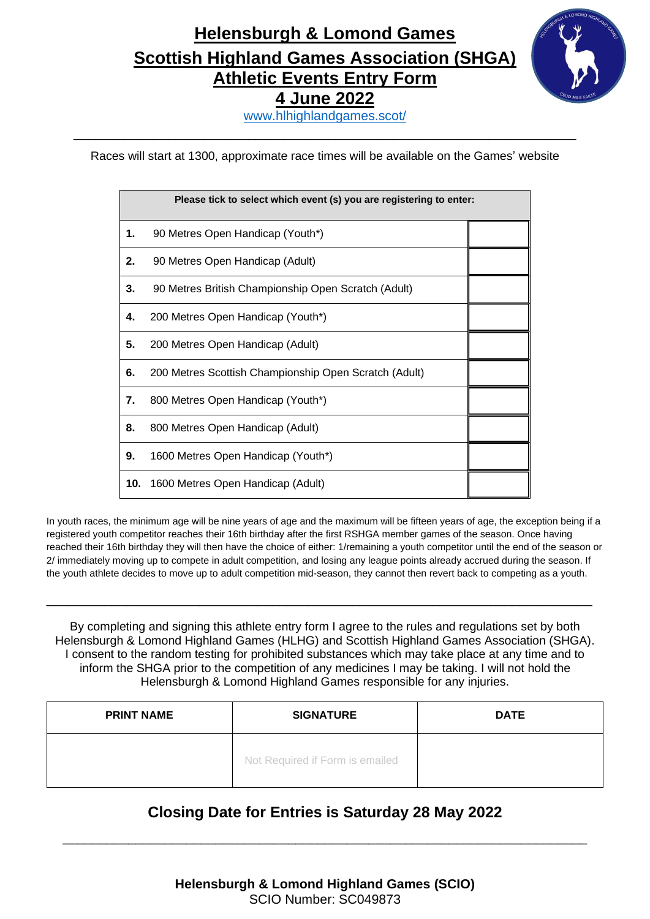# Helensburgh & Lomond Games

# Scottish Highland Games Association (SHGA)

# Athletic Events Entry Form

# 4 June 2022

www.hlhighlandgames.scot/

---

Races will start at 1300, approximate race times will be available on the Games' website

| Please tick to select which event (s) you are registering to enter: | | |
|---|---|---|
| **1.** | 90 Metres Open Handicap (Youth*) | |
| **2.** | 90 Metres Open Handicap (Adult) | |
| **3.** | 90 Metres British Championship Open Scratch (Adult) | |
| **4.** | 200 Metres Open Handicap (Youth*) | |
| **5.** | 200 Metres Open Handicap (Adult) | |
| **6.** | 200 Metres Scottish Championship Open Scratch (Adult) | |
| **7.** | 800 Metres Open Handicap (Youth*) | |
| **8.** | 800 Metres Open Handicap (Adult) | |
| **9.** | 1600 Metres Open Handicap (Youth*) | |
| **10.** | 1600 Metres Open Handicap (Adult) | |

In youth races, the minimum age will be nine years of age and the maximum will be fifteen years of age, the exception being if a registered youth competitor reaches their 16th birthday after the first RSHGA member games of the season. Once having reached their 16th birthday they will then have the choice of either: 1/remaining a youth competitor until the end of the season or 2/ immediately moving up to compete in adult competition, and losing any league points already accrued during the season. If the youth athlete decides to move up to adult competition mid-season, they cannot then revert back to competing as a youth.

---

By completing and signing this athlete entry form I agree to the rules and regulations set by both Helensburgh & Lomond Highland Games (HLHG) and Scottish Highland Games Association (SHGA). I consent to the random testing for prohibited substances which may take place at any time and to inform the SHGA prior to the competition of any medicines I may be taking. I will not hold the Helensburgh & Lomond Highland Games responsible for any injuries.

| PRINT NAME | SIGNATURE | DATE |
|---|---|---|
| | Not Required if Form is emailed | |

## Closing Date for Entries is Saturday 28 May 2022

---

**Helensburgh & Lomond Highland Games (SCIO)**
SCIO Number: SC049873